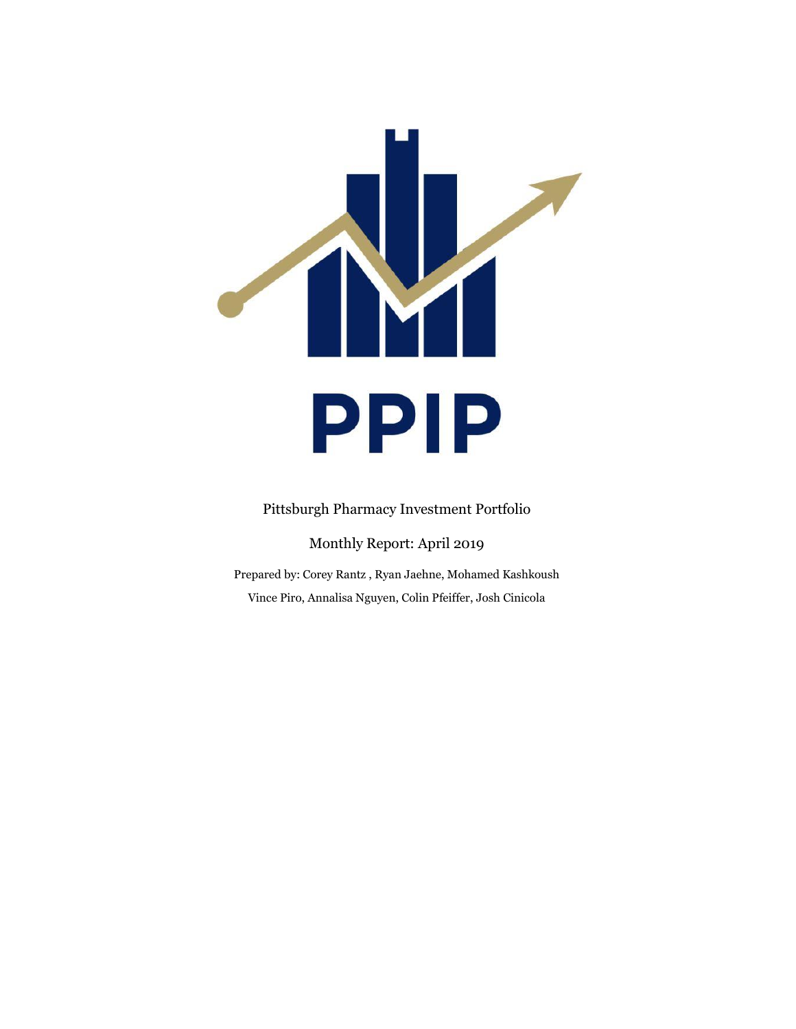# PPIP

Pittsburgh Pharmacy Investment Portfolio

Monthly Report: April 2019

Prepared by: Corey Rantz , Ryan Jaehne, Mohamed Kashkoush
Vince Piro, Annalisa Nguyen, Colin Pfeiffer, Josh Cinicola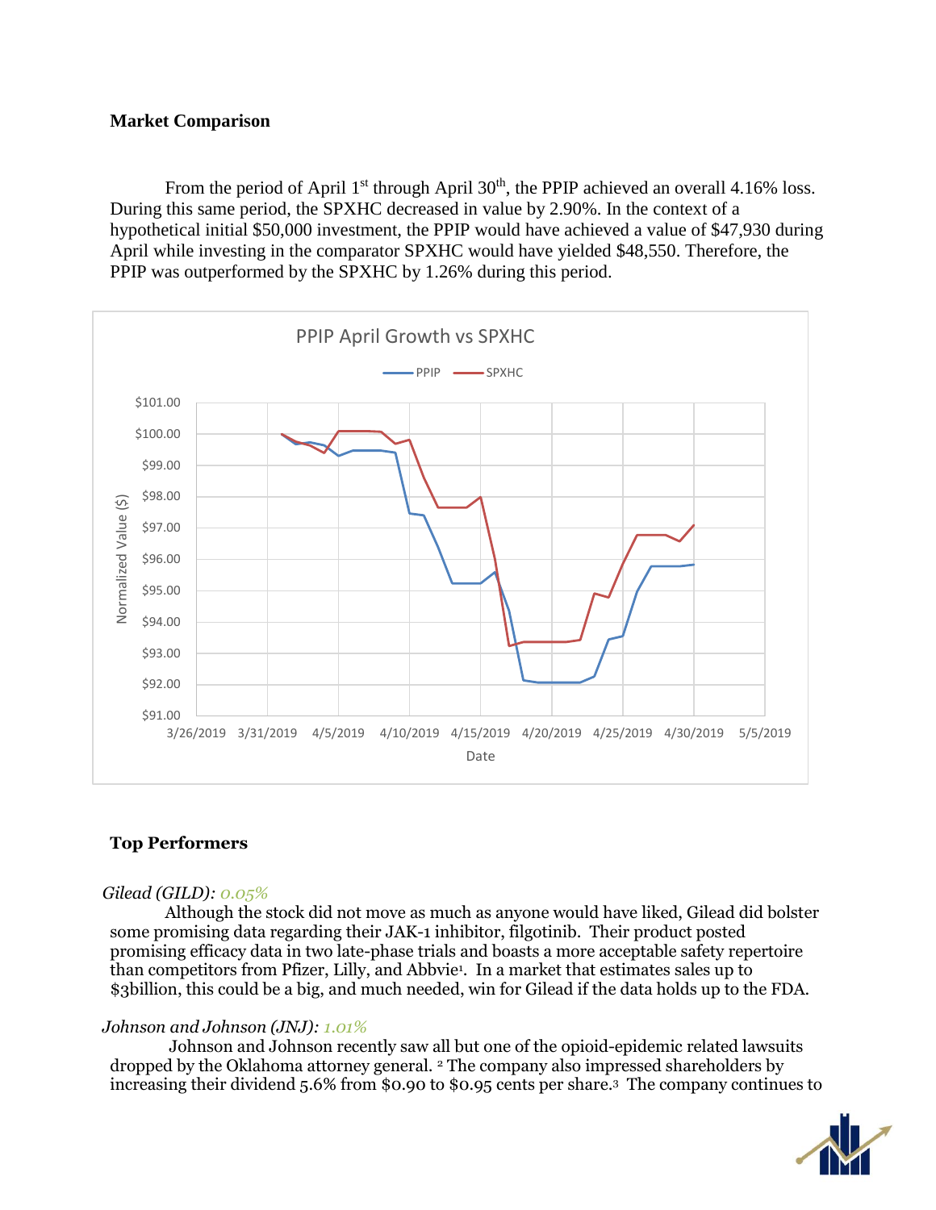**Market Comparison**

From the period of April 1st through April 30th, the PPIP achieved an overall 4.16% loss. During this same period, the SPXHC decreased in value by 2.90%. In the context of a hypothetical initial $50,000 investment, the PPIP would have achieved a value of $47,930 during April while investing in the comparator SPXHC would have yielded $48,550. Therefore, the PPIP was outperformed by the SPXHC by 1.26% during this period.

**Top Performers**

*Gilead (GILD): 0.05%*

Although the stock did not move as much as anyone would have liked, Gilead did bolster some promising data regarding their JAK-1 inhibitor, filgotinib. Their product posted promising efficacy data in two late-phase trials and boasts a more acceptable safety repertoire than competitors from Pfizer, Lilly, and Abbvie[1]. In a market that estimates sales up to $3billion, this could be a big, and much needed, win for Gilead if the data holds up to the FDA.

*Johnson and Johnson (JNJ): 1.01%*

Johnson and Johnson recently saw all but one of the opioid-epidemic related lawsuits dropped by the Oklahoma attorney general. [2] The company also impressed shareholders by increasing their dividend 5.6% from $0.90 to $0.95 cents per share.[3] The company continues to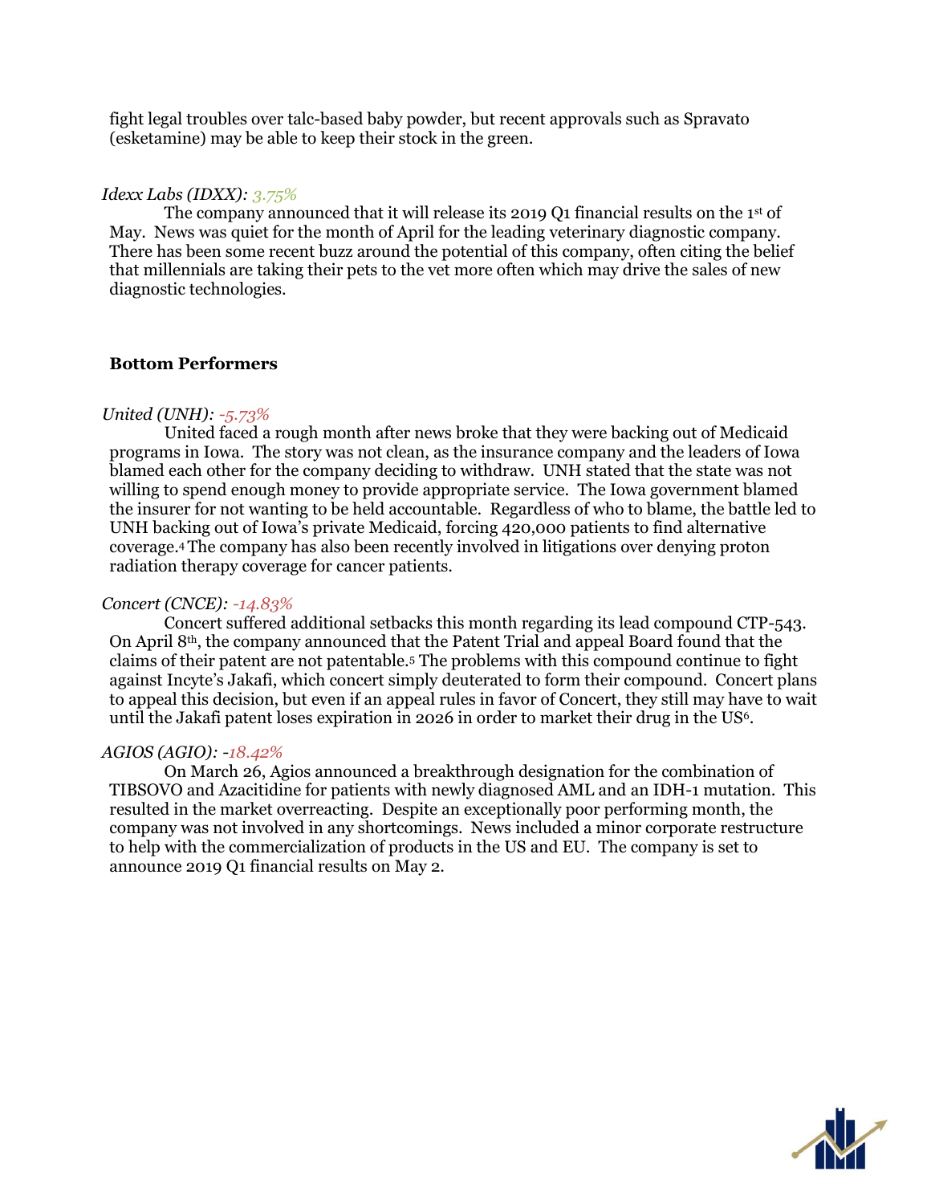fight legal troubles over talc-based baby powder, but recent approvals such as Spravato (esketamine) may be able to keep their stock in the green.

*Idexx Labs (IDXX): 3.75%*

The company announced that it will release its 2019 Q1 financial results on the 1st of May. News was quiet for the month of April for the leading veterinary diagnostic company. There has been some recent buzz around the potential of this company, often citing the belief that millennials are taking their pets to the vet more often which may drive the sales of new diagnostic technologies.

**Bottom Performers**

*United (UNH): -5.73%*

United faced a rough month after news broke that they were backing out of Medicaid programs in Iowa. The story was not clean, as the insurance company and the leaders of Iowa blamed each other for the company deciding to withdraw. UNH stated that the state was not willing to spend enough money to provide appropriate service. The Iowa government blamed the insurer for not wanting to be held accountable. Regardless of who to blame, the battle led to UNH backing out of Iowa's private Medicaid, forcing 420,000 patients to find alternative coverage.[4] The company has also been recently involved in litigations over denying proton radiation therapy coverage for cancer patients.

*Concert (CNCE): -14.83%*

Concert suffered additional setbacks this month regarding its lead compound CTP-543. On April 8th, the company announced that the Patent Trial and appeal Board found that the claims of their patent are not patentable.[5] The problems with this compound continue to fight against Incyte's Jakafi, which concert simply deuterated to form their compound. Concert plans to appeal this decision, but even if an appeal rules in favor of Concert, they still may have to wait until the Jakafi patent loses expiration in 2026 in order to market their drug in the US[6].

*AGIOS (AGIO): -18.42%*

On March 26, Agios announced a breakthrough designation for the combination of TIBSOVO and Azacitidine for patients with newly diagnosed AML and an IDH-1 mutation. This resulted in the market overreacting. Despite an exceptionally poor performing month, the company was not involved in any shortcomings. News included a minor corporate restructure to help with the commercialization of products in the US and EU. The company is set to announce 2019 Q1 financial results on May 2.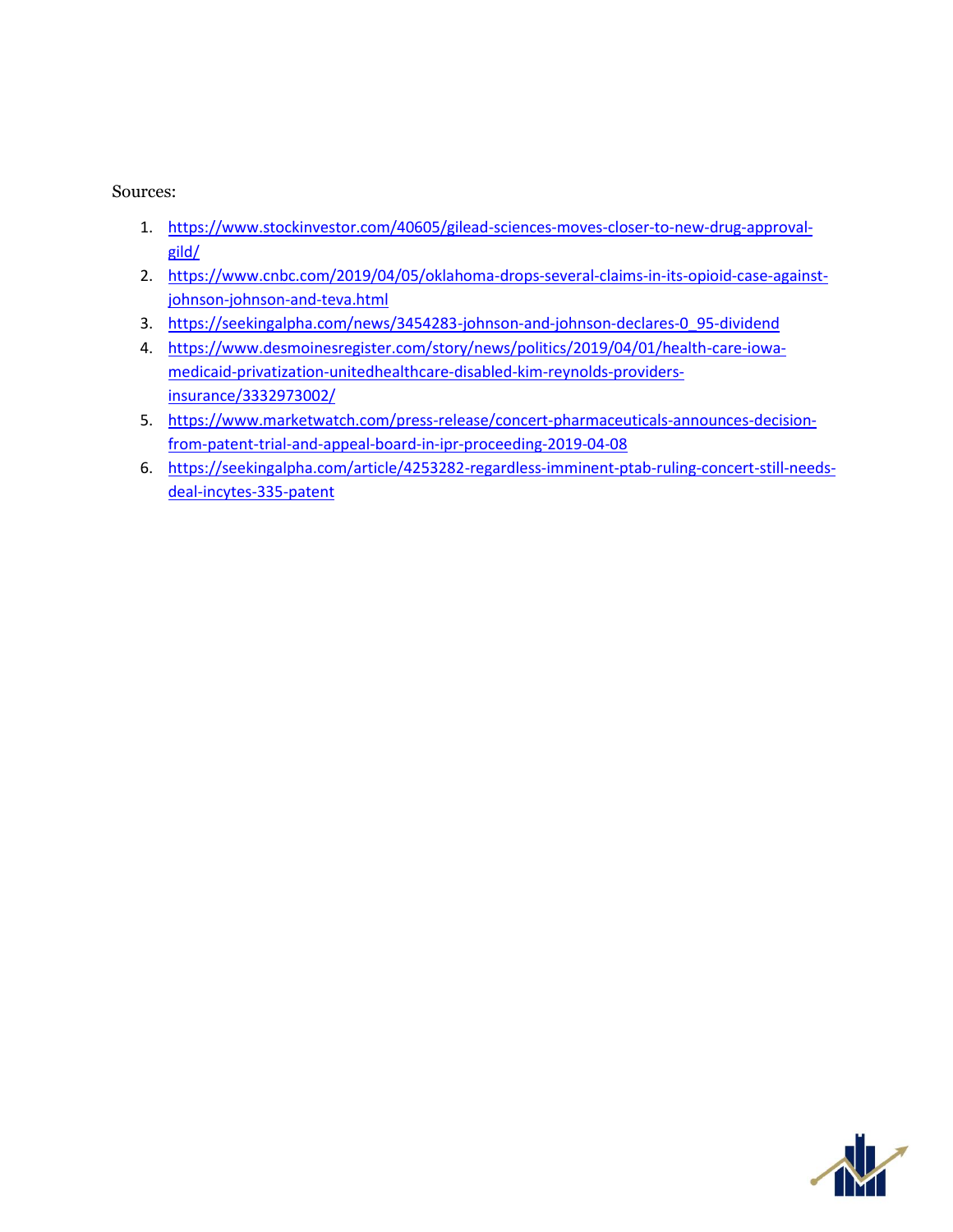Sources:

1. https://www.stockinvestor.com/40605/gilead-sciences-moves-closer-to-new-drug-approval-gild/
2. https://www.cnbc.com/2019/04/05/oklahoma-drops-several-claims-in-its-opioid-case-against-johnson-johnson-and-teva.html
3. https://seekingalpha.com/news/3454283-johnson-and-johnson-declares-0_95-dividend
4. https://www.desmoinesregister.com/story/news/politics/2019/04/01/health-care-iowa-medicaid-privatization-unitedhealthcare-disabled-kim-reynolds-providers-insurance/3332973002/
5. https://www.marketwatch.com/press-release/concert-pharmaceuticals-announces-decision-from-patent-trial-and-appeal-board-in-ipr-proceeding-2019-04-08
6. https://seekingalpha.com/article/4253282-regardless-imminent-ptab-ruling-concert-still-needs-deal-incytes-335-patent